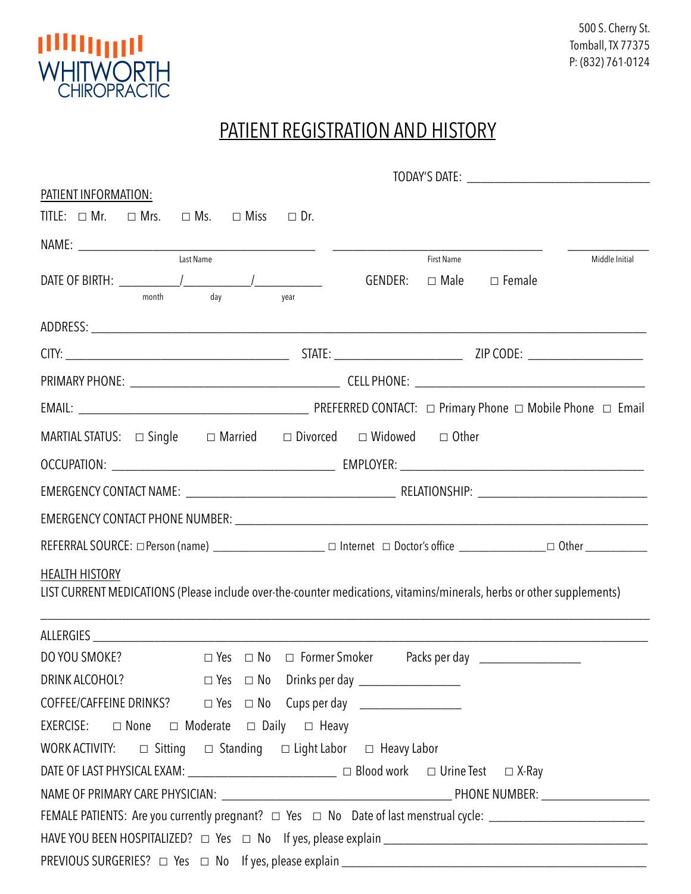WHITWORTH CHIROPRACTIC

500 S. Cherry St.
Tomball, TX 77375
P: (832) 761-0124

# PATIENT REGISTRATION AND HISTORY

TODAY'S DATE: ______________________________

PATIENT INFORMATION:

TITLE: ☐ Mr. ☐ Mrs. ☐ Ms. ☐ Miss ☐ Dr.

NAME: ______________________________ ______________________________ ____________
Last Name / First Name / Middle Initial

DATE OF BIRTH: ________/________/________ (month / day / year) GENDER: ☐ Male ☐ Female

ADDRESS: ______________________________________________________________

CITY: ______________________________ STATE: __________________ ZIP CODE: __________________

PRIMARY PHONE: ______________________________ CELL PHONE: ______________________________

EMAIL: ______________________________ PREFERRED CONTACT: ☐ Primary Phone ☐ Mobile Phone ☐ Email

MARTIAL STATUS: ☐ Single ☐ Married ☐ Divorced ☐ Widowed ☐ Other

OCCUPATION: ______________________________ EMPLOYER: ______________________________

EMERGENCY CONTACT NAME: ______________________________ RELATIONSHIP: ______________________________

EMERGENCY CONTACT PHONE NUMBER: ______________________________________________

REFERRAL SOURCE: ☐ Person (name) ________________ ☐ Internet ☐ Doctor's office ______________ ☐ Other __________

HEALTH HISTORY

LIST CURRENT MEDICATIONS (Please include over-the-counter medications, vitamins/minerals, herbs or other supplements)

______________________________________________________________

ALLERGIES ______________________________________________________________

DO YOU SMOKE? ☐ Yes ☐ No ☐ Former Smoker Packs per day ______________

DRINK ALCOHOL? ☐ Yes ☐ No Drinks per day ______________

COFFEE/CAFFEINE DRINKS? ☐ Yes ☐ No Cups per day ______________

EXERCISE: ☐ None ☐ Moderate ☐ Daily ☐ Heavy

WORK ACTIVITY: ☐ Sitting ☐ Standing ☐ Light Labor ☐ Heavy Labor

DATE OF LAST PHYSICAL EXAM: ____________________ ☐ Blood work ☐ Urine Test ☐ X-Ray

NAME OF PRIMARY CARE PHYSICIAN: ______________________________ PHONE NUMBER: ______________

FEMALE PATIENTS: Are you currently pregnant? ☐ Yes ☐ No Date of last menstrual cycle: ____________________

HAVE YOU BEEN HOSPITALIZED? ☐ Yes ☐ No If yes, please explain ______________________________

PREVIOUS SURGERIES? ☐ Yes ☐ No If yes, please explain ______________________________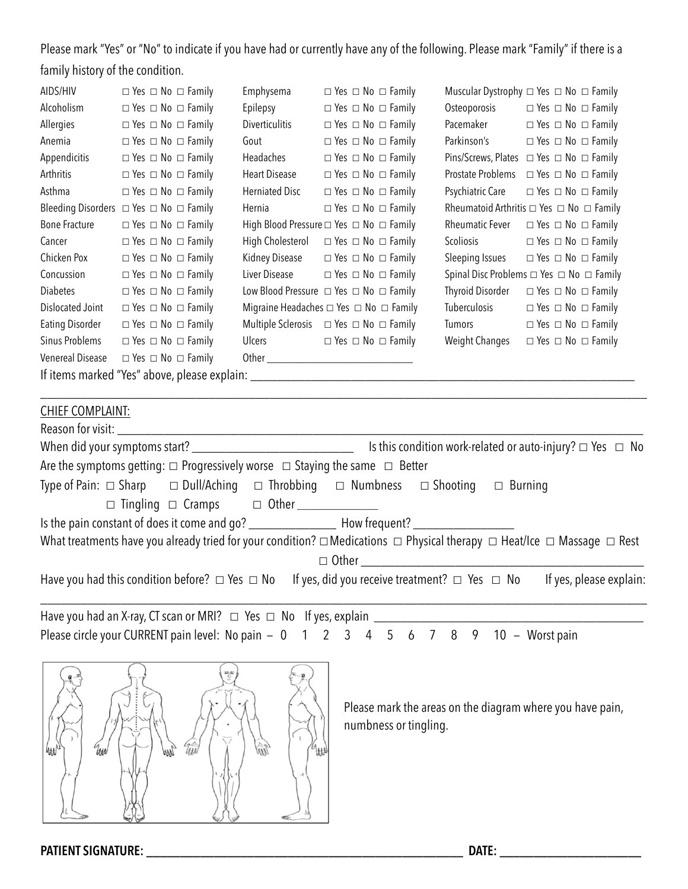Please mark "Yes" or "No" to indicate if you have had or currently have any of the following. Please mark "Family" if there is a family history of the condition.

| | | | | | |
|---|---|---|---|---|---|
| AIDS/HIV | □ Yes □ No □ Family | Emphysema | □ Yes □ No □ Family | Muscular Dystrophy | □ Yes □ No □ Family |
| Alcoholism | □ Yes □ No □ Family | Epilepsy | □ Yes □ No □ Family | Osteoporosis | □ Yes □ No □ Family |
| Allergies | □ Yes □ No □ Family | Diverticulitis | □ Yes □ No □ Family | Pacemaker | □ Yes □ No □ Family |
| Anemia | □ Yes □ No □ Family | Gout | □ Yes □ No □ Family | Parkinson's | □ Yes □ No □ Family |
| Appendicitis | □ Yes □ No □ Family | Headaches | □ Yes □ No □ Family | Pins/Screws, Plates | □ Yes □ No □ Family |
| Arthritis | □ Yes □ No □ Family | Heart Disease | □ Yes □ No □ Family | Prostate Problems | □ Yes □ No □ Family |
| Asthma | □ Yes □ No □ Family | Herniated Disc | □ Yes □ No □ Family | Psychiatric Care | □ Yes □ No □ Family |
| Bleeding Disorders | □ Yes □ No □ Family | Hernia | □ Yes □ No □ Family | Rheumatoid Arthritis | □ Yes □ No □ Family |
| Bone Fracture | □ Yes □ No □ Family | High Blood Pressure | □ Yes □ No □ Family | Rheumatic Fever | □ Yes □ No □ Family |
| Cancer | □ Yes □ No □ Family | High Cholesterol | □ Yes □ No □ Family | Scoliosis | □ Yes □ No □ Family |
| Chicken Pox | □ Yes □ No □ Family | Kidney Disease | □ Yes □ No □ Family | Sleeping Issues | □ Yes □ No □ Family |
| Concussion | □ Yes □ No □ Family | Liver Disease | □ Yes □ No □ Family | Spinal Disc Problems | □ Yes □ No □ Family |
| Diabetes | □ Yes □ No □ Family | Low Blood Pressure | □ Yes □ No □ Family | Thyroid Disorder | □ Yes □ No □ Family |
| Dislocated Joint | □ Yes □ No □ Family | Migraine Headaches | □ Yes □ No □ Family | Tuberculosis | □ Yes □ No □ Family |
| Eating Disorder | □ Yes □ No □ Family | Multiple Sclerosis | □ Yes □ No □ Family | Tumors | □ Yes □ No □ Family |
| Sinus Problems | □ Yes □ No □ Family | Ulcers | □ Yes □ No □ Family | Weight Changes | □ Yes □ No □ Family |
| Venereal Disease | □ Yes □ No □ Family | Other ____________________ | | | |

If items marked "Yes" above, please explain: ______________________________________________

______________________________________________________________________

CHIEF COMPLAINT:

Reason for visit: ______________________________________________________________

When did your symptoms start? ____________________ Is this condition work-related or auto-injury? □ Yes □ No

Are the symptoms getting: □ Progressively worse □ Staying the same □ Better

Type of Pain: □ Sharp □ Dull/Aching □ Throbbing □ Numbness □ Shooting □ Burning □ Tingling □ Cramps □ Other __________

Is the pain constant of does it come and go? __________ How frequent? ____________

What treatments have you already tried for your condition? □ Medications □ Physical therapy □ Heat/Ice □ Massage □ Rest □ Other ________________________________

Have you had this condition before? □ Yes □ No If yes, did you receive treatment? □ Yes □ No If yes, please explain:

______________________________________________________________________

Have you had an X-ray, CT scan or MRI? □ Yes □ No If yes, explain ______________________________

Please circle your CURRENT pain level: No pain – 0 1 2 3 4 5 6 7 8 9 10 – Worst pain

Please mark the areas on the diagram where you have pain, numbness or tingling.

**PATIENT SIGNATURE:** ________________________________________ **DATE:** __________________